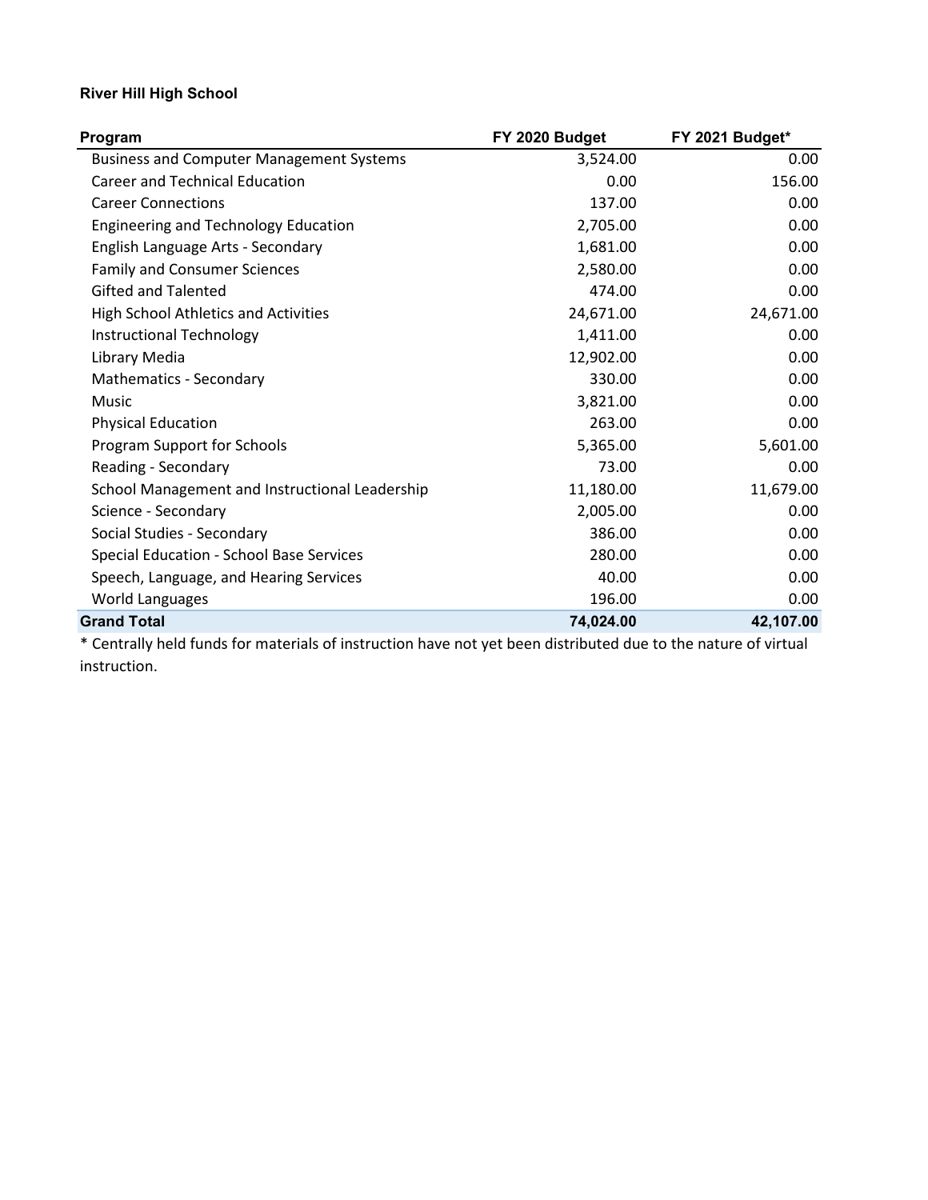**River Hill High School**

| Program | FY 2020 Budget | FY 2021 Budget* |
|---|---|---|
| Business and Computer Management Systems | 3,524.00 | 0.00 |
| Career and Technical Education | 0.00 | 156.00 |
| Career Connections | 137.00 | 0.00 |
| Engineering and Technology Education | 2,705.00 | 0.00 |
| English Language Arts - Secondary | 1,681.00 | 0.00 |
| Family and Consumer Sciences | 2,580.00 | 0.00 |
| Gifted and Talented | 474.00 | 0.00 |
| High School Athletics and Activities | 24,671.00 | 24,671.00 |
| Instructional Technology | 1,411.00 | 0.00 |
| Library Media | 12,902.00 | 0.00 |
| Mathematics - Secondary | 330.00 | 0.00 |
| Music | 3,821.00 | 0.00 |
| Physical Education | 263.00 | 0.00 |
| Program Support for Schools | 5,365.00 | 5,601.00 |
| Reading - Secondary | 73.00 | 0.00 |
| School Management and Instructional Leadership | 11,180.00 | 11,679.00 |
| Science - Secondary | 2,005.00 | 0.00 |
| Social Studies - Secondary | 386.00 | 0.00 |
| Special Education - School Base Services | 280.00 | 0.00 |
| Speech, Language, and Hearing Services | 40.00 | 0.00 |
| World Languages | 196.00 | 0.00 |
| **Grand Total** | **74,024.00** | **42,107.00** |

* Centrally held funds for materials of instruction have not yet been distributed due to the nature of virtual instruction.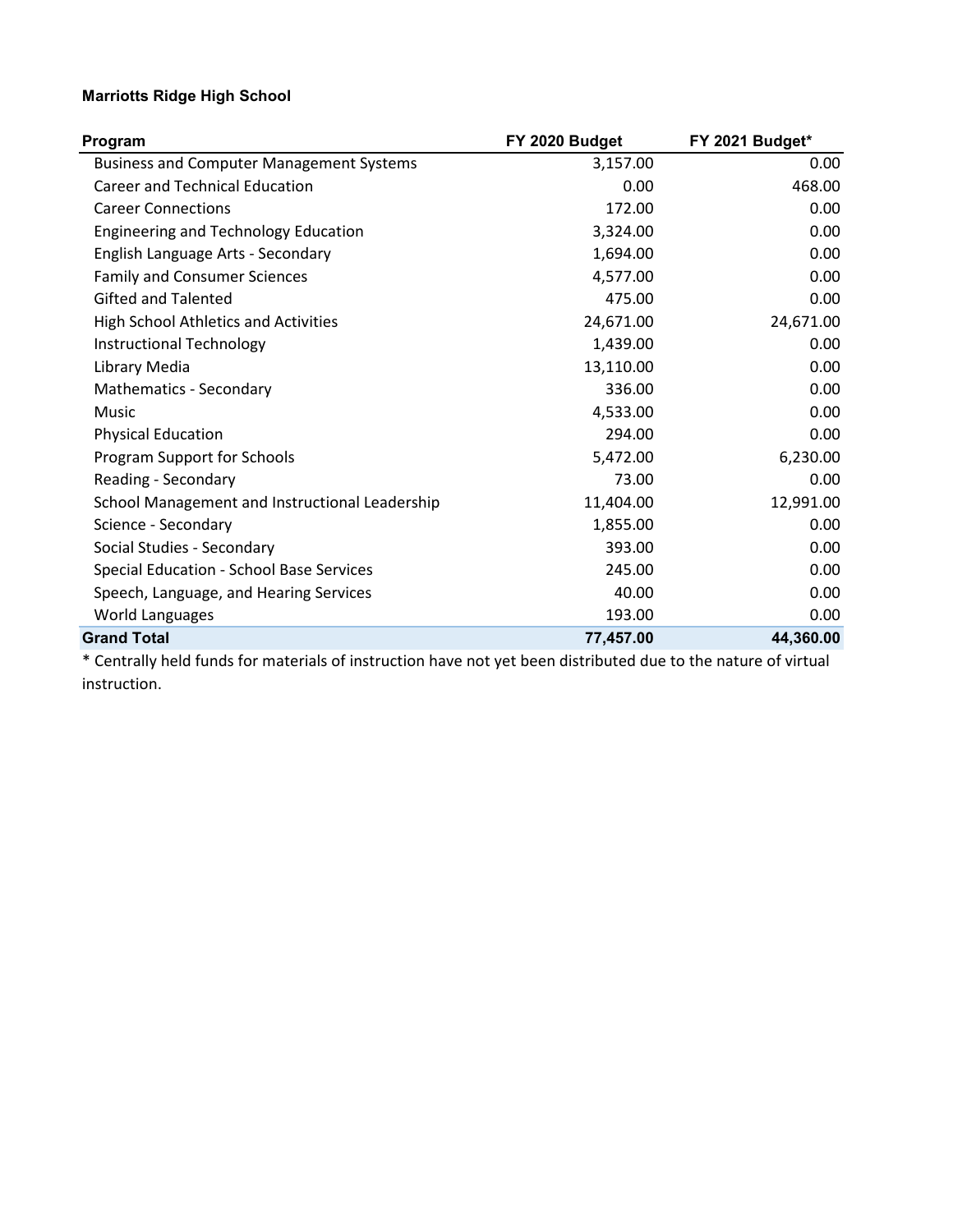**Marriotts Ridge High School**

| Program | FY 2020 Budget | FY 2021 Budget* |
|---|---|---|
| Business and Computer Management Systems | 3,157.00 | 0.00 |
| Career and Technical Education | 0.00 | 468.00 |
| Career Connections | 172.00 | 0.00 |
| Engineering and Technology Education | 3,324.00 | 0.00 |
| English Language Arts - Secondary | 1,694.00 | 0.00 |
| Family and Consumer Sciences | 4,577.00 | 0.00 |
| Gifted and Talented | 475.00 | 0.00 |
| High School Athletics and Activities | 24,671.00 | 24,671.00 |
| Instructional Technology | 1,439.00 | 0.00 |
| Library Media | 13,110.00 | 0.00 |
| Mathematics - Secondary | 336.00 | 0.00 |
| Music | 4,533.00 | 0.00 |
| Physical Education | 294.00 | 0.00 |
| Program Support for Schools | 5,472.00 | 6,230.00 |
| Reading - Secondary | 73.00 | 0.00 |
| School Management and Instructional Leadership | 11,404.00 | 12,991.00 |
| Science - Secondary | 1,855.00 | 0.00 |
| Social Studies - Secondary | 393.00 | 0.00 |
| Special Education - School Base Services | 245.00 | 0.00 |
| Speech, Language, and Hearing Services | 40.00 | 0.00 |
| World Languages | 193.00 | 0.00 |
| **Grand Total** | **77,457.00** | **44,360.00** |

* Centrally held funds for materials of instruction have not yet been distributed due to the nature of virtual instruction.